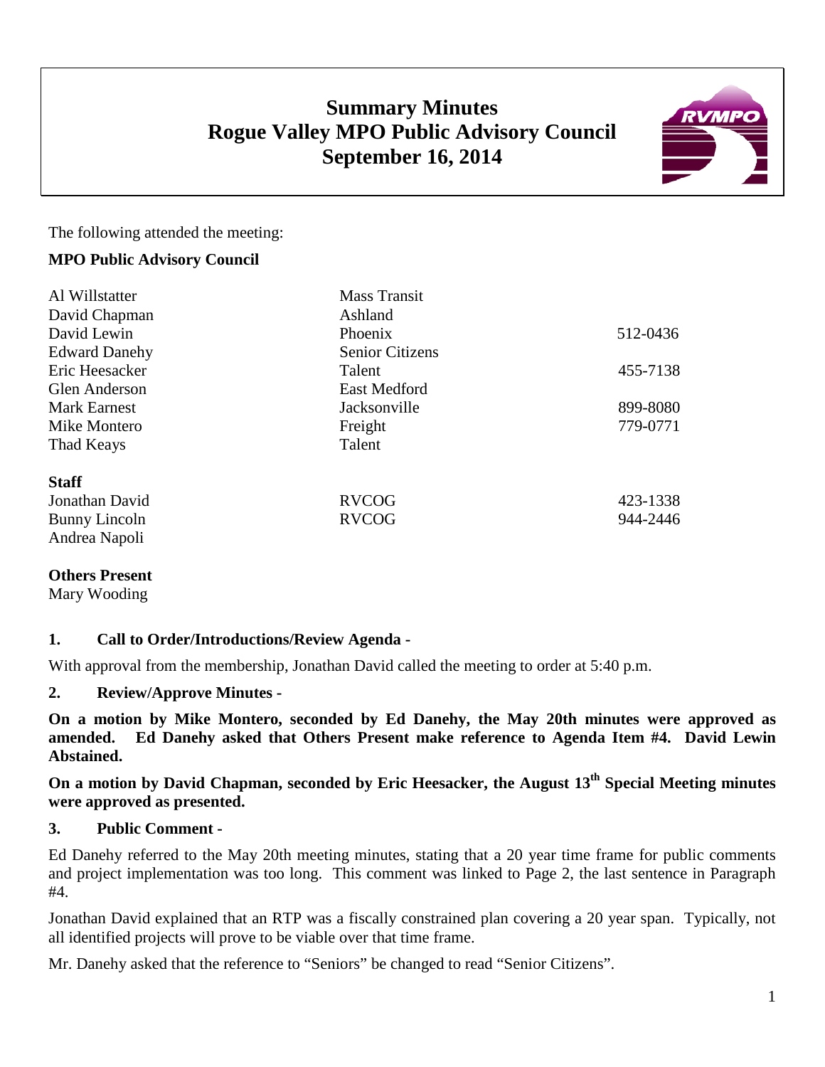# Summary Minutes
# Rogue Valley MPO Public Advisory Council
# September 16, 2014

The following attended the meeting:

**MPO Public Advisory Council**

| | | |
|---|---|---|
| Al Willstatter | Mass Transit | |
| David Chapman | Ashland | |
| David Lewin | Phoenix | 512-0436 |
| Edward Danehy | Senior Citizens | |
| Eric Heesacker | Talent | 455-7138 |
| Glen Anderson | East Medford | |
| Mark Earnest | Jacksonville | 899-8080 |
| Mike Montero | Freight | 779-0771 |
| Thad Keays | Talent | |

**Staff**

| | | |
|---|---|---|
| Jonathan David | RVCOG | 423-1338 |
| Bunny Lincoln | RVCOG | 944-2446 |
| Andrea Napoli | | |

**Others Present**

Mary Wooding

## 1. Call to Order/Introductions/Review Agenda -

With approval from the membership, Jonathan David called the meeting to order at 5:40 p.m.

## 2. Review/Approve Minutes -

**On a motion by Mike Montero, seconded by Ed Danehy, the May 20th minutes were approved as amended. Ed Danehy asked that Others Present make reference to Agenda Item #4. David Lewin Abstained.**

**On a motion by David Chapman, seconded by Eric Heesacker, the August 13th Special Meeting minutes were approved as presented.**

## 3. Public Comment -

Ed Danehy referred to the May 20th meeting minutes, stating that a 20 year time frame for public comments and project implementation was too long. This comment was linked to Page 2, the last sentence in Paragraph #4.

Jonathan David explained that an RTP was a fiscally constrained plan covering a 20 year span. Typically, not all identified projects will prove to be viable over that time frame.

Mr. Danehy asked that the reference to "Seniors" be changed to read "Senior Citizens".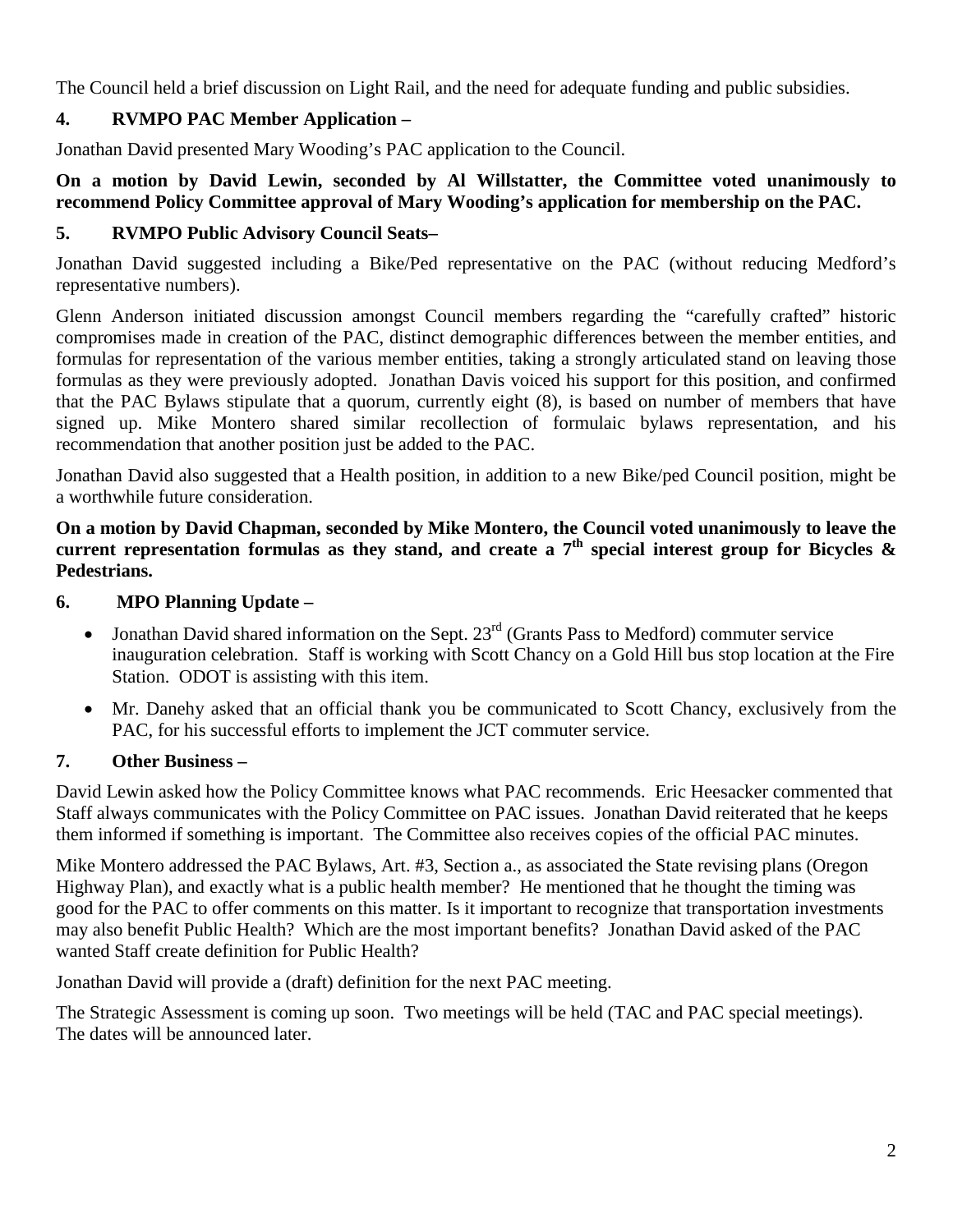The Council held a brief discussion on Light Rail, and the need for adequate funding and public subsidies.

## 4. RVMPO PAC Member Application –

Jonathan David presented Mary Wooding's PAC application to the Council.

**On a motion by David Lewin, seconded by Al Willstatter, the Committee voted unanimously to recommend Policy Committee approval of Mary Wooding's application for membership on the PAC.**

## 5. RVMPO Public Advisory Council Seats–

Jonathan David suggested including a Bike/Ped representative on the PAC (without reducing Medford's representative numbers).

Glenn Anderson initiated discussion amongst Council members regarding the "carefully crafted" historic compromises made in creation of the PAC, distinct demographic differences between the member entities, and formulas for representation of the various member entities, taking a strongly articulated stand on leaving those formulas as they were previously adopted. Jonathan Davis voiced his support for this position, and confirmed that the PAC Bylaws stipulate that a quorum, currently eight (8), is based on number of members that have signed up. Mike Montero shared similar recollection of formulaic bylaws representation, and his recommendation that another position just be added to the PAC.

Jonathan David also suggested that a Health position, in addition to a new Bike/ped Council position, might be a worthwhile future consideration.

**On a motion by David Chapman, seconded by Mike Montero, the Council voted unanimously to leave the current representation formulas as they stand, and create a 7th special interest group for Bicycles & Pedestrians.**

## 6. MPO Planning Update –

- Jonathan David shared information on the Sept. 23rd (Grants Pass to Medford) commuter service inauguration celebration. Staff is working with Scott Chancy on a Gold Hill bus stop location at the Fire Station. ODOT is assisting with this item.
- Mr. Danehy asked that an official thank you be communicated to Scott Chancy, exclusively from the PAC, for his successful efforts to implement the JCT commuter service.

## 7. Other Business –

David Lewin asked how the Policy Committee knows what PAC recommends. Eric Heesacker commented that Staff always communicates with the Policy Committee on PAC issues. Jonathan David reiterated that he keeps them informed if something is important. The Committee also receives copies of the official PAC minutes.

Mike Montero addressed the PAC Bylaws, Art. #3, Section a., as associated the State revising plans (Oregon Highway Plan), and exactly what is a public health member? He mentioned that he thought the timing was good for the PAC to offer comments on this matter. Is it important to recognize that transportation investments may also benefit Public Health? Which are the most important benefits? Jonathan David asked of the PAC wanted Staff create definition for Public Health?

Jonathan David will provide a (draft) definition for the next PAC meeting.

The Strategic Assessment is coming up soon. Two meetings will be held (TAC and PAC special meetings). The dates will be announced later.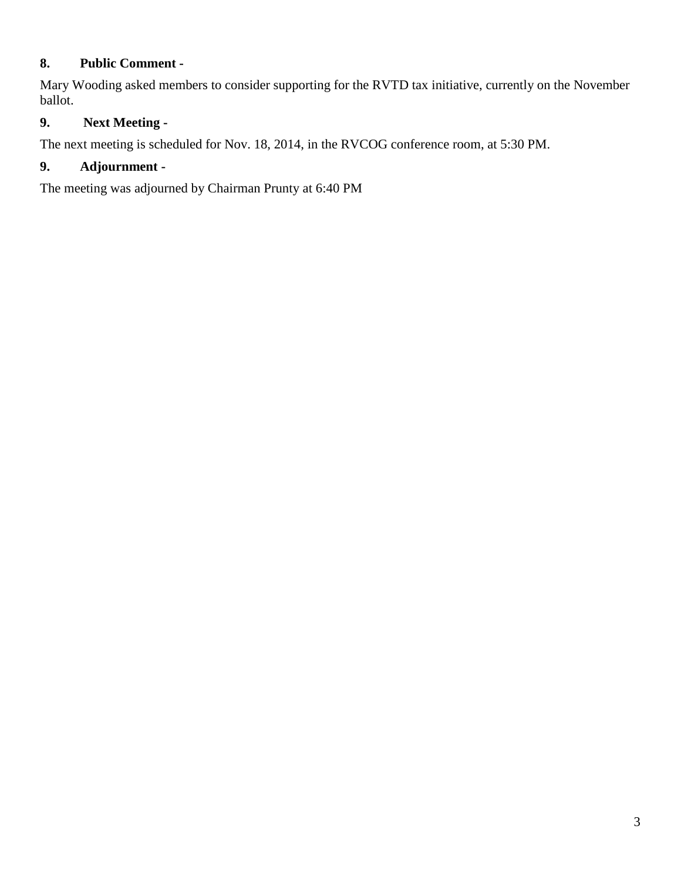**8. Public Comment -**

Mary Wooding asked members to consider supporting for the RVTD tax initiative, currently on the November ballot.

**9. Next Meeting -**

The next meeting is scheduled for Nov. 18, 2014, in the RVCOG conference room, at 5:30 PM.

**9. Adjournment -**

The meeting was adjourned by Chairman Prunty at 6:40 PM